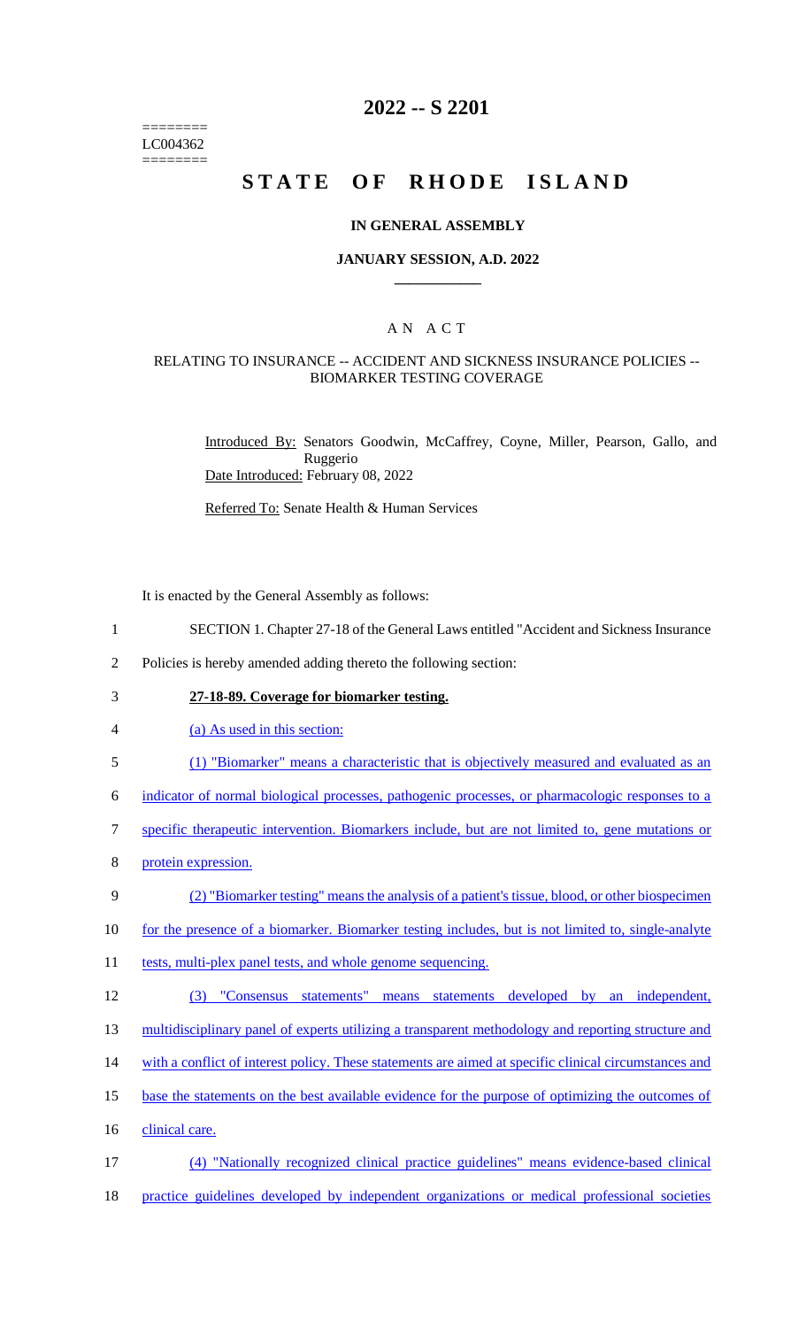========
LC004362
========

# 2022 -- S 2201

# STATE OF RHODE ISLAND

## IN GENERAL ASSEMBLY

### JANUARY SESSION, A.D. 2022

### A N A C T

#### RELATING TO INSURANCE -- ACCIDENT AND SICKNESS INSURANCE POLICIES -- BIOMARKER TESTING COVERAGE

Introduced By: Senators Goodwin, McCaffrey, Coyne, Miller, Pearson, Gallo, and Ruggerio
Date Introduced: February 08, 2022

Referred To: Senate Health & Human Services

It is enacted by the General Assembly as follows:

1 SECTION 1. Chapter 27-18 of the General Laws entitled "Accident and Sickness Insurance
2 Policies is hereby amended adding thereto the following section:

3 **27-18-89. Coverage for biomarker testing.**

4 (a) As used in this section:

5 (1) "Biomarker" means a characteristic that is objectively measured and evaluated as an
6 indicator of normal biological processes, pathogenic processes, or pharmacologic responses to a
7 specific therapeutic intervention. Biomarkers include, but are not limited to, gene mutations or
8 protein expression.

9 (2) "Biomarker testing" means the analysis of a patient's tissue, blood, or other biospecimen
10 for the presence of a biomarker. Biomarker testing includes, but is not limited to, single-analyte
11 tests, multi-plex panel tests, and whole genome sequencing.

12 (3) "Consensus statements" means statements developed by an independent,
13 multidisciplinary panel of experts utilizing a transparent methodology and reporting structure and
14 with a conflict of interest policy. These statements are aimed at specific clinical circumstances and
15 base the statements on the best available evidence for the purpose of optimizing the outcomes of
16 clinical care.

17 (4) "Nationally recognized clinical practice guidelines" means evidence-based clinical
18 practice guidelines developed by independent organizations or medical professional societies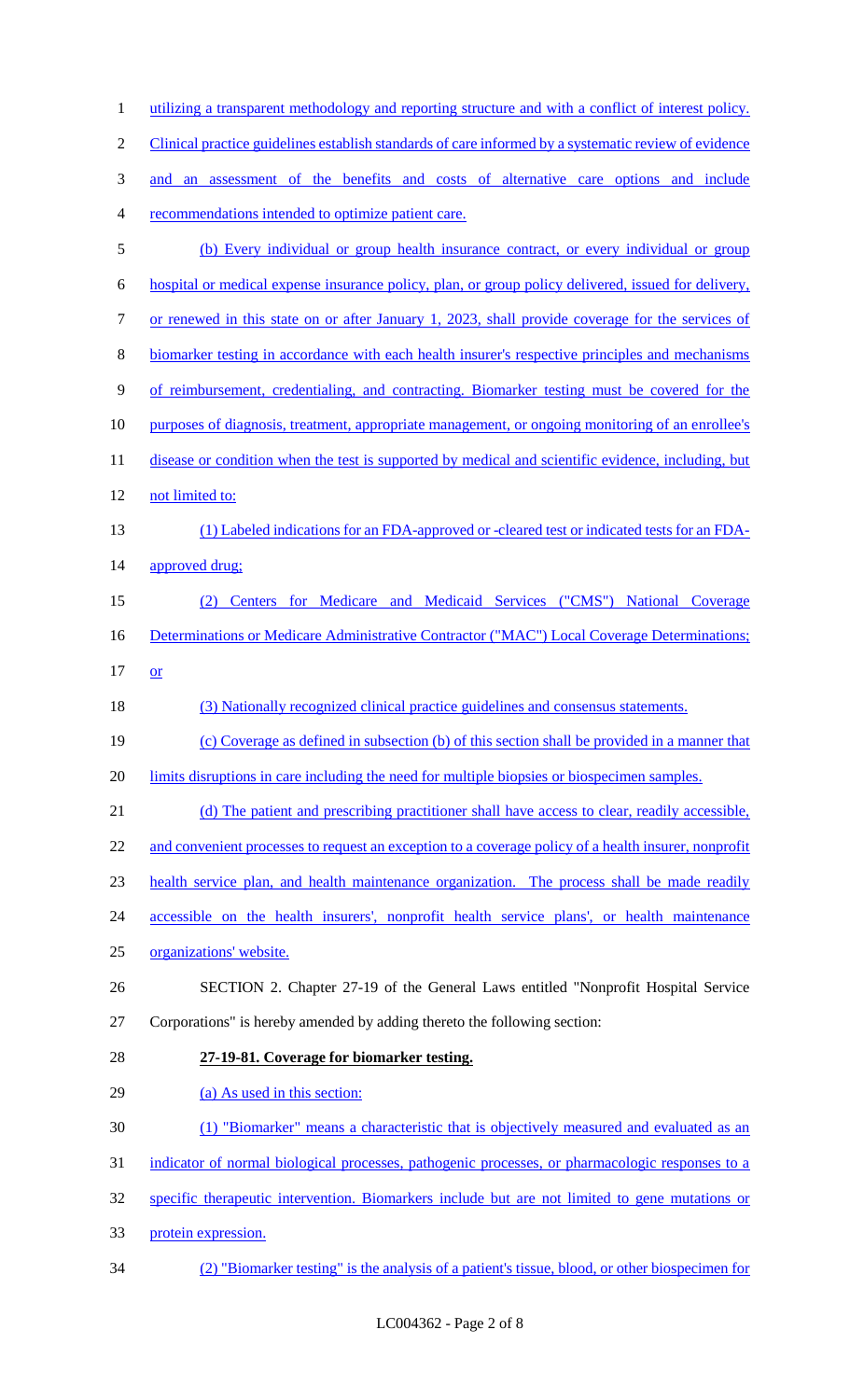utilizing a transparent methodology and reporting structure and with a conflict of interest policy. Clinical practice guidelines establish standards of care informed by a systematic review of evidence and an assessment of the benefits and costs of alternative care options and include recommendations intended to optimize patient care.

(b) Every individual or group health insurance contract, or every individual or group hospital or medical expense insurance policy, plan, or group policy delivered, issued for delivery, or renewed in this state on or after January 1, 2023, shall provide coverage for the services of biomarker testing in accordance with each health insurer's respective principles and mechanisms of reimbursement, credentialing, and contracting. Biomarker testing must be covered for the purposes of diagnosis, treatment, appropriate management, or ongoing monitoring of an enrollee's disease or condition when the test is supported by medical and scientific evidence, including, but not limited to:

(1) Labeled indications for an FDA-approved or -cleared test or indicated tests for an FDA-approved drug;

(2) Centers for Medicare and Medicaid Services ("CMS") National Coverage Determinations or Medicare Administrative Contractor ("MAC") Local Coverage Determinations; or

(3) Nationally recognized clinical practice guidelines and consensus statements.

(c) Coverage as defined in subsection (b) of this section shall be provided in a manner that limits disruptions in care including the need for multiple biopsies or biospecimen samples.

(d) The patient and prescribing practitioner shall have access to clear, readily accessible, and convenient processes to request an exception to a coverage policy of a health insurer, nonprofit health service plan, and health maintenance organization. The process shall be made readily accessible on the health insurers', nonprofit health service plans', or health maintenance organizations' website.

SECTION 2. Chapter 27-19 of the General Laws entitled "Nonprofit Hospital Service Corporations" is hereby amended by adding thereto the following section:

**27-19-81. Coverage for biomarker testing.**

(a) As used in this section:

(1) "Biomarker" means a characteristic that is objectively measured and evaluated as an indicator of normal biological processes, pathogenic processes, or pharmacologic responses to a specific therapeutic intervention. Biomarkers include but are not limited to gene mutations or protein expression.

(2) "Biomarker testing" is the analysis of a patient's tissue, blood, or other biospecimen for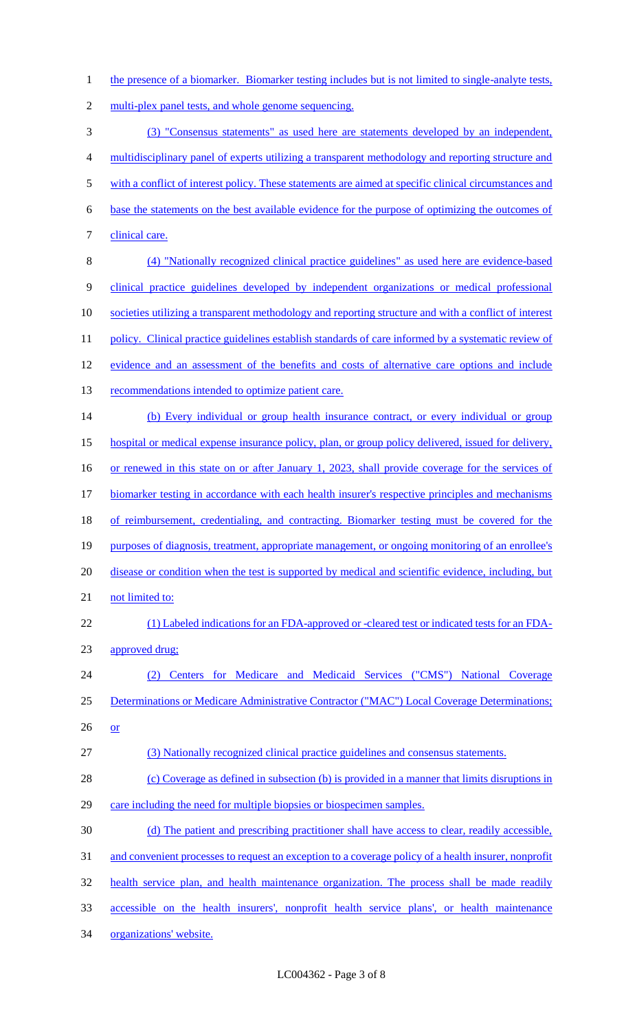the presence of a biomarker. Biomarker testing includes but is not limited to single-analyte tests, multi-plex panel tests, and whole genome sequencing.

(3) "Consensus statements" as used here are statements developed by an independent, multidisciplinary panel of experts utilizing a transparent methodology and reporting structure and with a conflict of interest policy. These statements are aimed at specific clinical circumstances and base the statements on the best available evidence for the purpose of optimizing the outcomes of clinical care.

(4) "Nationally recognized clinical practice guidelines" as used here are evidence-based clinical practice guidelines developed by independent organizations or medical professional societies utilizing a transparent methodology and reporting structure and with a conflict of interest policy. Clinical practice guidelines establish standards of care informed by a systematic review of evidence and an assessment of the benefits and costs of alternative care options and include recommendations intended to optimize patient care.

(b) Every individual or group health insurance contract, or every individual or group hospital or medical expense insurance policy, plan, or group policy delivered, issued for delivery, or renewed in this state on or after January 1, 2023, shall provide coverage for the services of biomarker testing in accordance with each health insurer's respective principles and mechanisms of reimbursement, credentialing, and contracting. Biomarker testing must be covered for the purposes of diagnosis, treatment, appropriate management, or ongoing monitoring of an enrollee's disease or condition when the test is supported by medical and scientific evidence, including, but not limited to:

(1) Labeled indications for an FDA-approved or -cleared test or indicated tests for an FDA-approved drug;

(2) Centers for Medicare and Medicaid Services ("CMS") National Coverage Determinations or Medicare Administrative Contractor ("MAC") Local Coverage Determinations; or

(3) Nationally recognized clinical practice guidelines and consensus statements.

(c) Coverage as defined in subsection (b) is provided in a manner that limits disruptions in care including the need for multiple biopsies or biospecimen samples.

(d) The patient and prescribing practitioner shall have access to clear, readily accessible, and convenient processes to request an exception to a coverage policy of a health insurer, nonprofit health service plan, and health maintenance organization. The process shall be made readily accessible on the health insurers', nonprofit health service plans', or health maintenance organizations' website.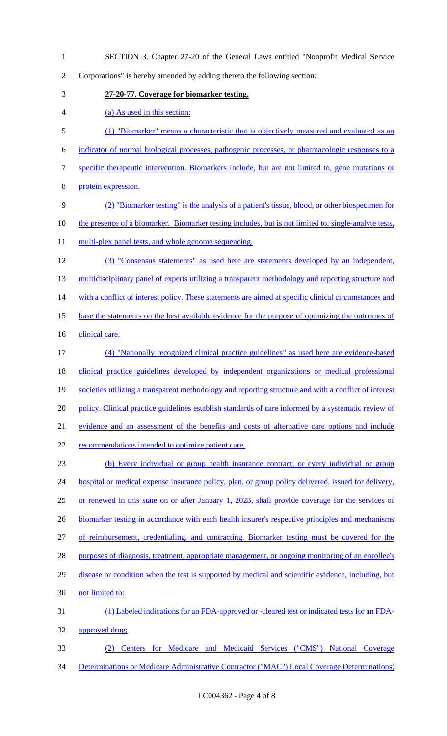SECTION 3. Chapter 27-20 of the General Laws entitled "Nonprofit Medical Service Corporations" is hereby amended by adding thereto the following section:

**27-20-77. Coverage for biomarker testing.**

(a) As used in this section:

(1) "Biomarker" means a characteristic that is objectively measured and evaluated as an indicator of normal biological processes, pathogenic processes, or pharmacologic responses to a specific therapeutic intervention. Biomarkers include, but are not limited to, gene mutations or protein expression.

(2) "Biomarker testing" is the analysis of a patient's tissue, blood, or other biospecimen for the presence of a biomarker. Biomarker testing includes, but is not limited to, single-analyte tests, multi-plex panel tests, and whole genome sequencing.

(3) "Consensus statements" as used here are statements developed by an independent, multidisciplinary panel of experts utilizing a transparent methodology and reporting structure and with a conflict of interest policy. These statements are aimed at specific clinical circumstances and base the statements on the best available evidence for the purpose of optimizing the outcomes of clinical care.

(4) "Nationally recognized clinical practice guidelines" as used here are evidence-based clinical practice guidelines developed by independent organizations or medical professional societies utilizing a transparent methodology and reporting structure and with a conflict of interest policy. Clinical practice guidelines establish standards of care informed by a systematic review of evidence and an assessment of the benefits and costs of alternative care options and include recommendations intended to optimize patient care.

(b) Every individual or group health insurance contract, or every individual or group hospital or medical expense insurance policy, plan, or group policy delivered, issued for delivery, or renewed in this state on or after January 1, 2023, shall provide coverage for the services of biomarker testing in accordance with each health insurer's respective principles and mechanisms of reimbursement, credentialing, and contracting. Biomarker testing must be covered for the purposes of diagnosis, treatment, appropriate management, or ongoing monitoring of an enrollee's disease or condition when the test is supported by medical and scientific evidence, including, but not limited to:

(1) Labeled indications for an FDA-approved or -cleared test or indicated tests for an FDA-approved drug;

(2) Centers for Medicare and Medicaid Services ("CMS") National Coverage Determinations or Medicare Administrative Contractor ("MAC") Local Coverage Determinations;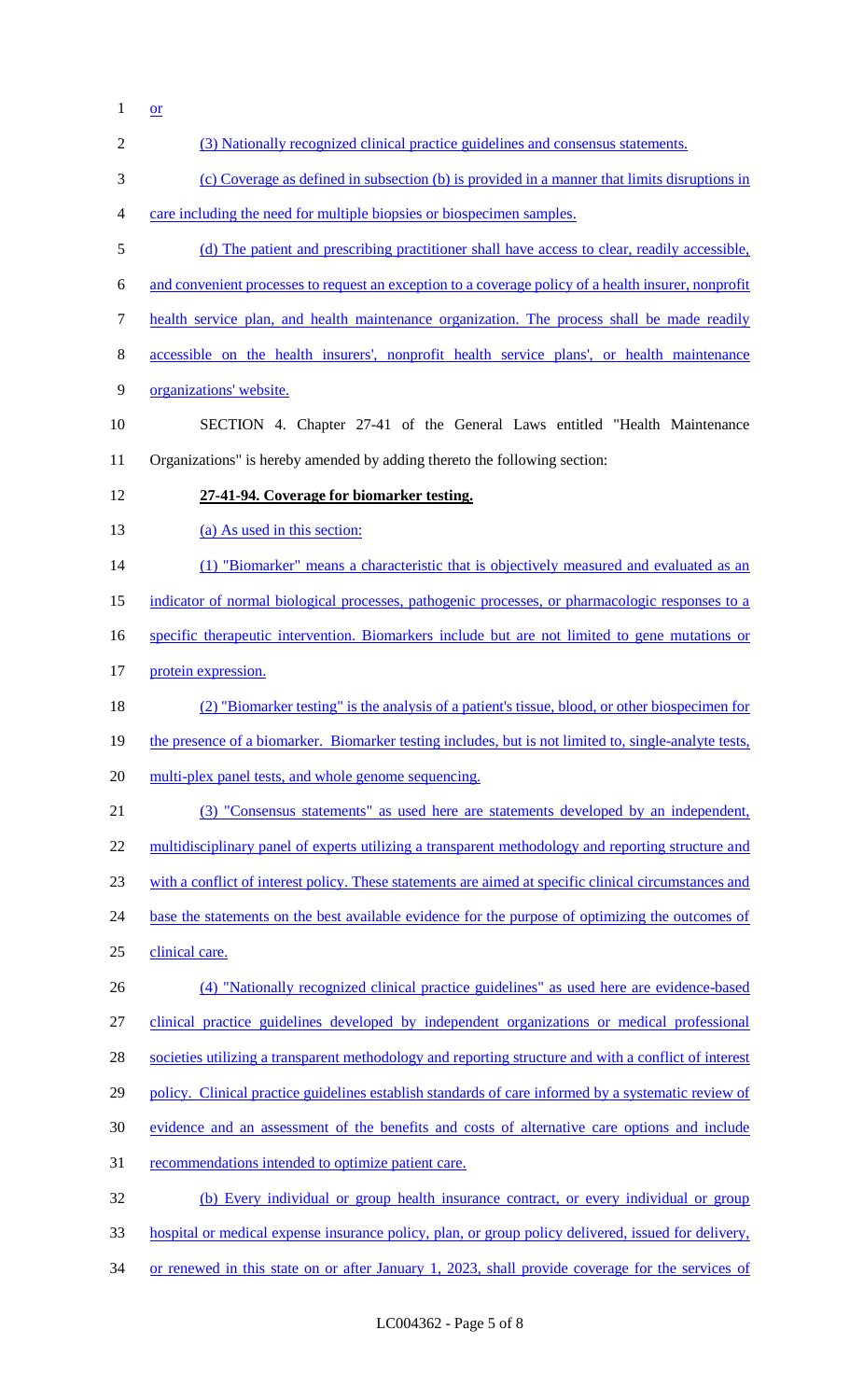or

(3) Nationally recognized clinical practice guidelines and consensus statements.

(c) Coverage as defined in subsection (b) is provided in a manner that limits disruptions in care including the need for multiple biopsies or biospecimen samples.

(d) The patient and prescribing practitioner shall have access to clear, readily accessible, and convenient processes to request an exception to a coverage policy of a health insurer, nonprofit health service plan, and health maintenance organization. The process shall be made readily accessible on the health insurers', nonprofit health service plans', or health maintenance organizations' website.

SECTION 4. Chapter 27-41 of the General Laws entitled "Health Maintenance Organizations" is hereby amended by adding thereto the following section:

**27-41-94. Coverage for biomarker testing.**

(a) As used in this section:

(1) "Biomarker" means a characteristic that is objectively measured and evaluated as an indicator of normal biological processes, pathogenic processes, or pharmacologic responses to a specific therapeutic intervention. Biomarkers include but are not limited to gene mutations or protein expression.

(2) "Biomarker testing" is the analysis of a patient's tissue, blood, or other biospecimen for the presence of a biomarker. Biomarker testing includes, but is not limited to, single-analyte tests, multi-plex panel tests, and whole genome sequencing.

(3) "Consensus statements" as used here are statements developed by an independent, multidisciplinary panel of experts utilizing a transparent methodology and reporting structure and with a conflict of interest policy. These statements are aimed at specific clinical circumstances and base the statements on the best available evidence for the purpose of optimizing the outcomes of clinical care.

(4) "Nationally recognized clinical practice guidelines" as used here are evidence-based clinical practice guidelines developed by independent organizations or medical professional societies utilizing a transparent methodology and reporting structure and with a conflict of interest policy. Clinical practice guidelines establish standards of care informed by a systematic review of evidence and an assessment of the benefits and costs of alternative care options and include recommendations intended to optimize patient care.

(b) Every individual or group health insurance contract, or every individual or group hospital or medical expense insurance policy, plan, or group policy delivered, issued for delivery, or renewed in this state on or after January 1, 2023, shall provide coverage for the services of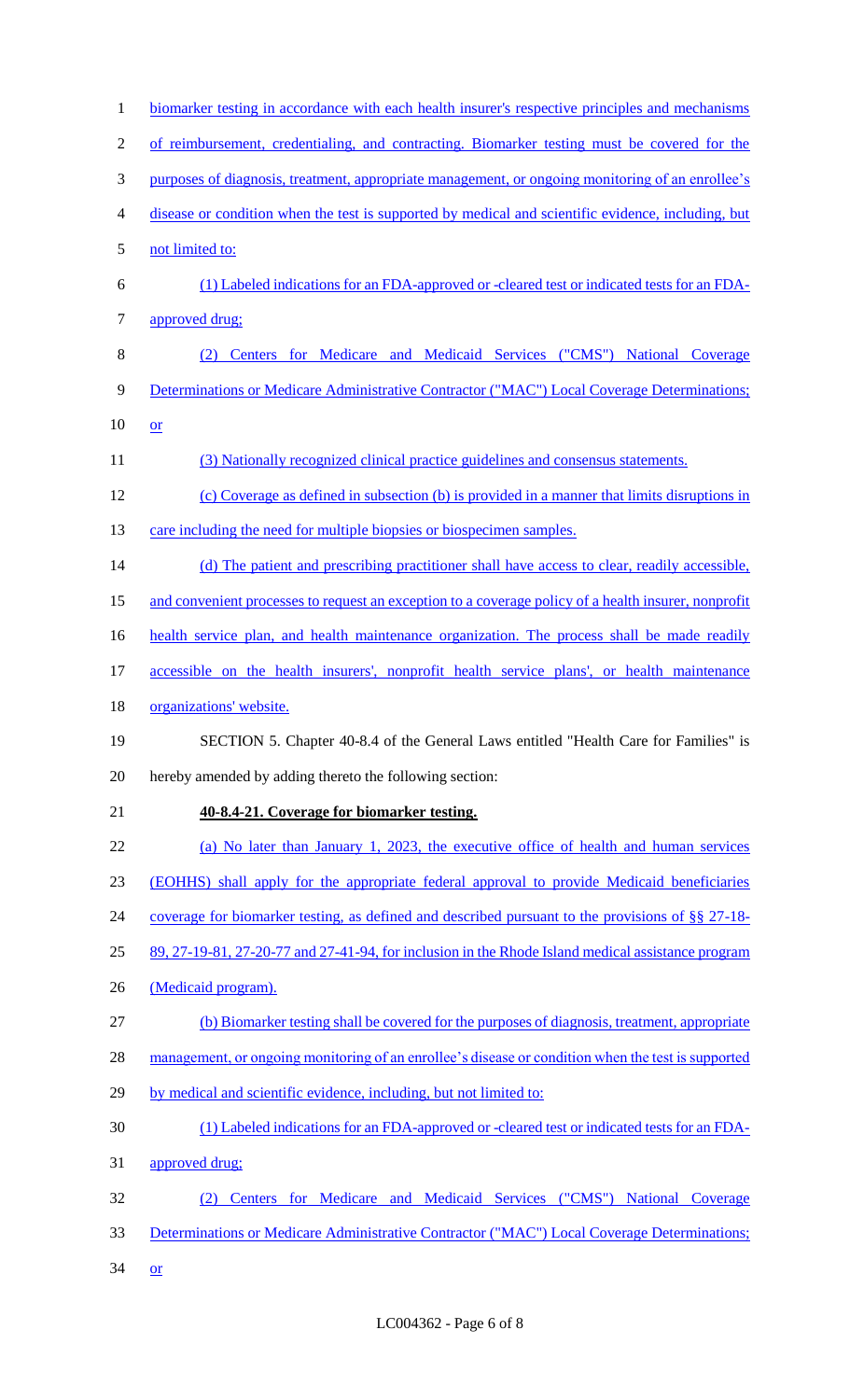biomarker testing in accordance with each health insurer's respective principles and mechanisms of reimbursement, credentialing, and contracting. Biomarker testing must be covered for the purposes of diagnosis, treatment, appropriate management, or ongoing monitoring of an enrollee's disease or condition when the test is supported by medical and scientific evidence, including, but not limited to:

(1) Labeled indications for an FDA-approved or -cleared test or indicated tests for an FDA-approved drug;

(2) Centers for Medicare and Medicaid Services ("CMS") National Coverage Determinations or Medicare Administrative Contractor ("MAC") Local Coverage Determinations; or

(3) Nationally recognized clinical practice guidelines and consensus statements.

(c) Coverage as defined in subsection (b) is provided in a manner that limits disruptions in care including the need for multiple biopsies or biospecimen samples.

(d) The patient and prescribing practitioner shall have access to clear, readily accessible, and convenient processes to request an exception to a coverage policy of a health insurer, nonprofit health service plan, and health maintenance organization. The process shall be made readily accessible on the health insurers', nonprofit health service plans', or health maintenance organizations' website.

SECTION 5. Chapter 40-8.4 of the General Laws entitled "Health Care for Families" is hereby amended by adding thereto the following section:

**40-8.4-21. Coverage for biomarker testing.**

(a) No later than January 1, 2023, the executive office of health and human services (EOHHS) shall apply for the appropriate federal approval to provide Medicaid beneficiaries coverage for biomarker testing, as defined and described pursuant to the provisions of §§ 27-18-89, 27-19-81, 27-20-77 and 27-41-94, for inclusion in the Rhode Island medical assistance program (Medicaid program).

(b) Biomarker testing shall be covered for the purposes of diagnosis, treatment, appropriate management, or ongoing monitoring of an enrollee's disease or condition when the test is supported by medical and scientific evidence, including, but not limited to:

(1) Labeled indications for an FDA-approved or -cleared test or indicated tests for an FDA-approved drug;

(2) Centers for Medicare and Medicaid Services ("CMS") National Coverage Determinations or Medicare Administrative Contractor ("MAC") Local Coverage Determinations; or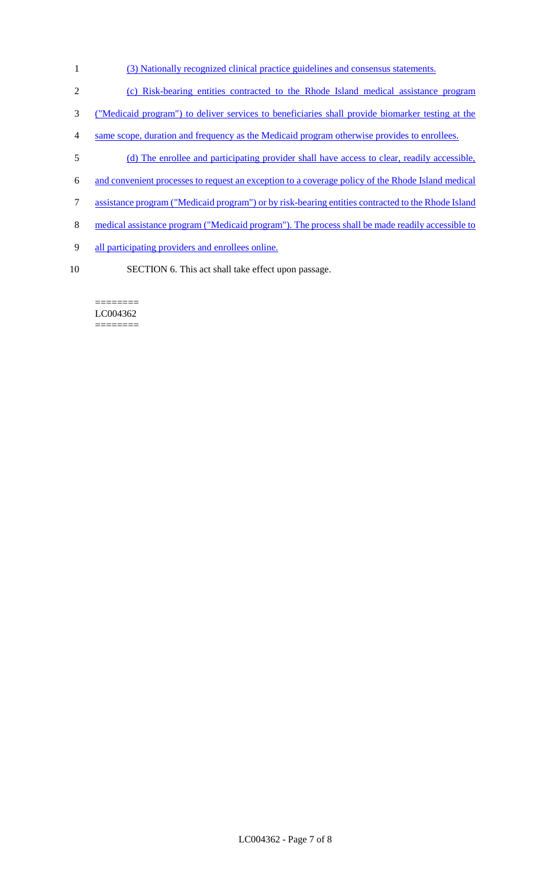(3) Nationally recognized clinical practice guidelines and consensus statements.

(c) Risk-bearing entities contracted to the Rhode Island medical assistance program ("Medicaid program") to deliver services to beneficiaries shall provide biomarker testing at the same scope, duration and frequency as the Medicaid program otherwise provides to enrollees.

(d) The enrollee and participating provider shall have access to clear, readily accessible, and convenient processes to request an exception to a coverage policy of the Rhode Island medical assistance program ("Medicaid program") or by risk-bearing entities contracted to the Rhode Island medical assistance program ("Medicaid program"). The process shall be made readily accessible to all participating providers and enrollees online.

SECTION 6. This act shall take effect upon passage.

========
LC004362
========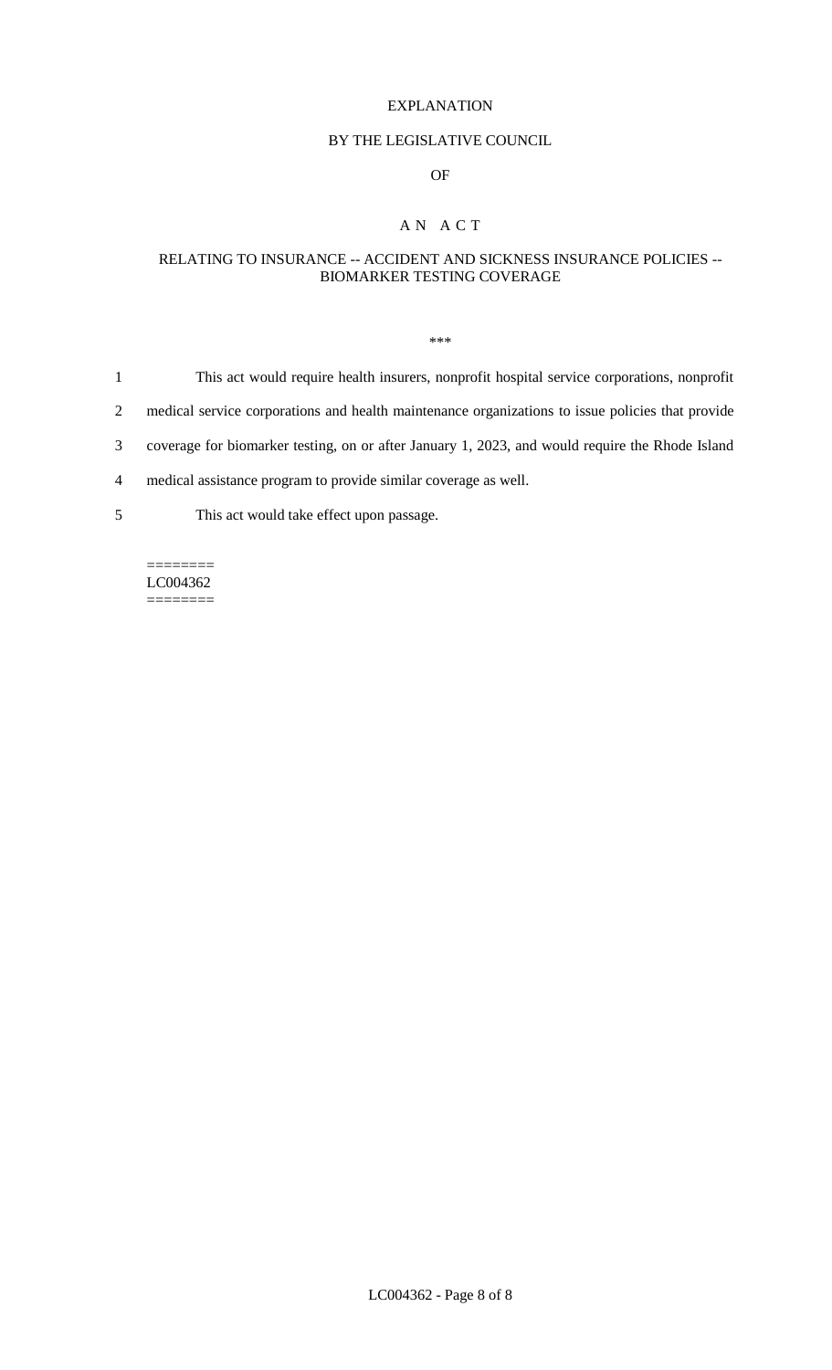EXPLANATION

BY THE LEGISLATIVE COUNCIL

OF

A N A C T

RELATING TO INSURANCE -- ACCIDENT AND SICKNESS INSURANCE POLICIES -- BIOMARKER TESTING COVERAGE

\*\*\*

1 This act would require health insurers, nonprofit hospital service corporations, nonprofit
2 medical service corporations and health maintenance organizations to issue policies that provide
3 coverage for biomarker testing, on or after January 1, 2023, and would require the Rhode Island
4 medical assistance program to provide similar coverage as well.
5 This act would take effect upon passage.

========
LC004362
========